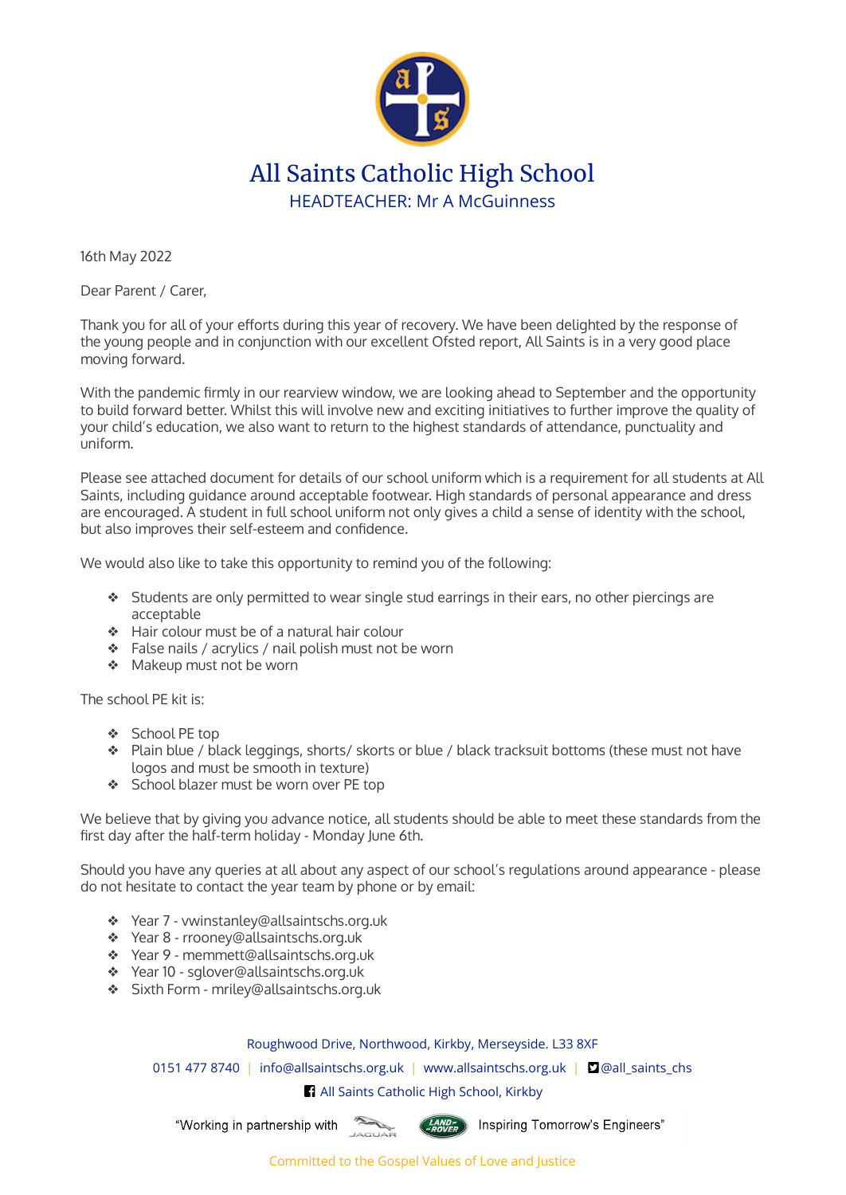# All Saints Catholic High School

HEADTEACHER: Mr A McGuinness

16th May 2022

Dear Parent / Carer,

Thank you for all of your efforts during this year of recovery. We have been delighted by the response of the young people and in conjunction with our excellent Ofsted report, All Saints is in a very good place moving forward.

With the pandemic firmly in our rearview window, we are looking ahead to September and the opportunity to build forward better. Whilst this will involve new and exciting initiatives to further improve the quality of your child's education, we also want to return to the highest standards of attendance, punctuality and uniform.

Please see attached document for details of our school uniform which is a requirement for all students at All Saints, including guidance around acceptable footwear. High standards of personal appearance and dress are encouraged. A student in full school uniform not only gives a child a sense of identity with the school, but also improves their self-esteem and confidence.

We would also like to take this opportunity to remind you of the following:

- Students are only permitted to wear single stud earrings in their ears, no other piercings are acceptable
- Hair colour must be of a natural hair colour
- False nails / acrylics / nail polish must not be worn
- Makeup must not be worn

The school PE kit is:

- School PE top
- Plain blue / black leggings, shorts/ skorts or blue / black tracksuit bottoms (these must not have logos and must be smooth in texture)
- School blazer must be worn over PE top

We believe that by giving you advance notice, all students should be able to meet these standards from the first day after the half-term holiday - Monday June 6th.

Should you have any queries at all about any aspect of our school's regulations around appearance - please do not hesitate to contact the year team by phone or by email:

- Year 7 - vwinstanley@allsaintschs.org.uk
- Year 8 - rrooney@allsaintschs.org.uk
- Year 9 - memmett@allsaintschs.org.uk
- Year 10 - sglover@allsaintschs.org.uk
- Sixth Form - mriley@allsaintschs.org.uk

Roughwood Drive, Northwood, Kirkby, Merseyside. L33 8XF

0151 477 8740 | info@allsaintschs.org.uk | www.allsaintschs.org.uk | @all_saints_chs

All Saints Catholic High School, Kirkby

"Working in partnership with Jaguar Land Rover Inspiring Tomorrow's Engineers"

Committed to the Gospel Values of Love and Justice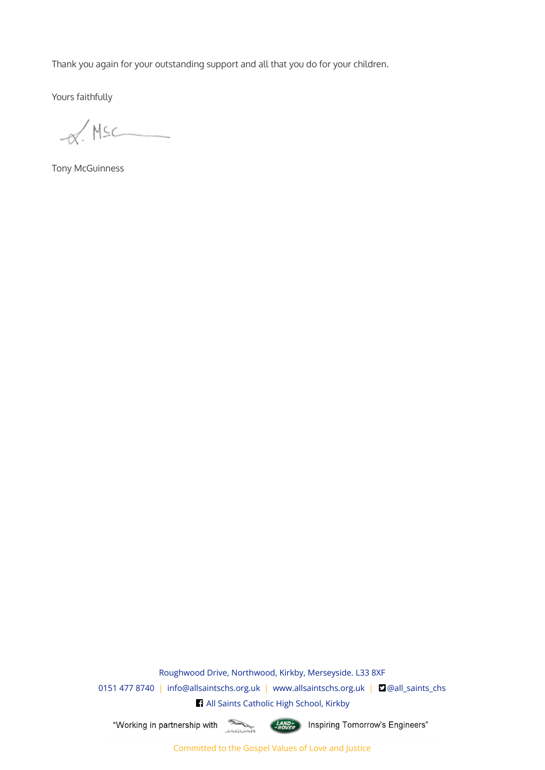Thank you again for your outstanding support and all that you do for your children.

Yours faithfully

Tony McGuinness

Roughwood Drive, Northwood, Kirkby, Merseyside. L33 8XF

0151 477 8740 | info@allsaintschs.org.uk | www.allsaintschs.org.uk | @all_saints_chs

All Saints Catholic High School, Kirkby

"Working in partnership with JAGUAR LAND ROVER Inspiring Tomorrow's Engineers"

Committed to the Gospel Values of Love and Justice